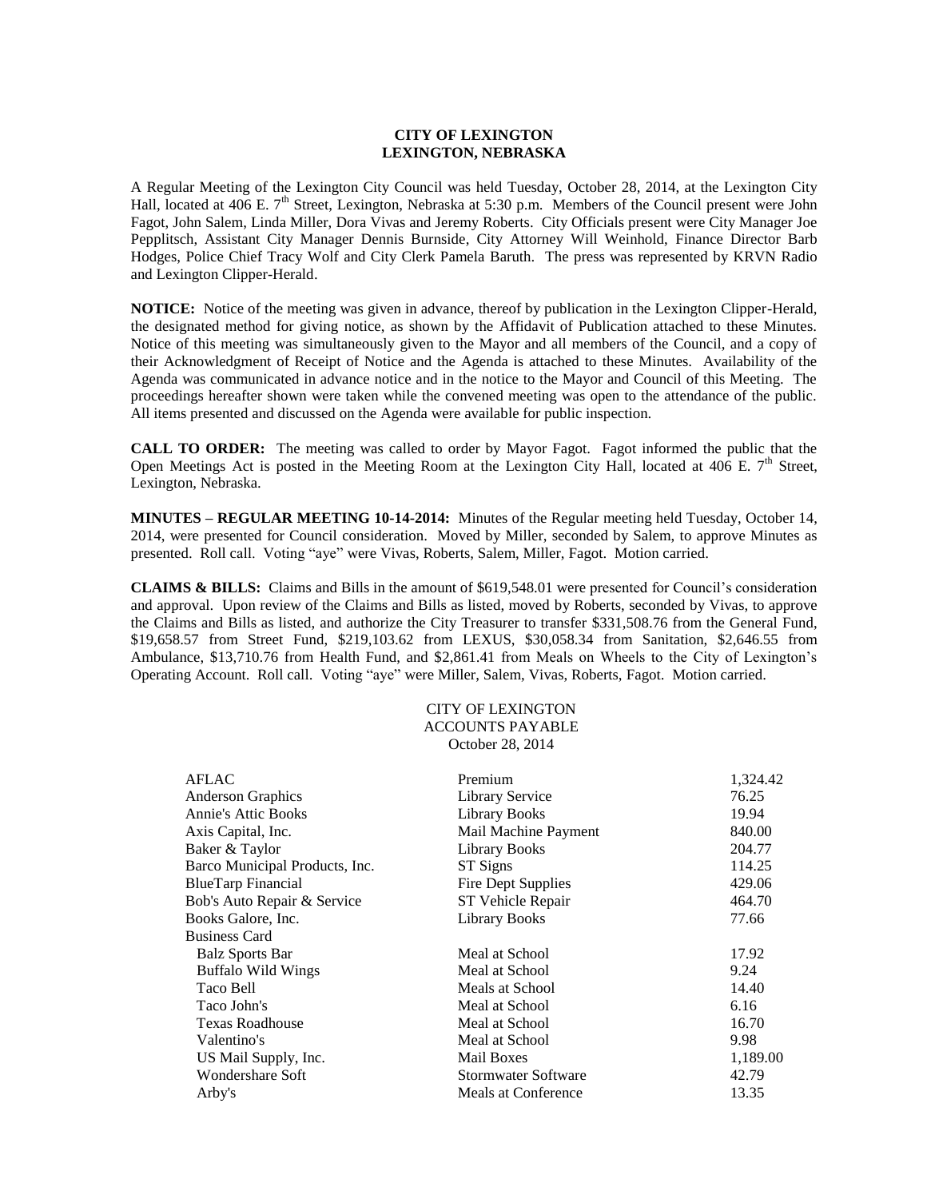**CITY OF LEXINGTON**
**LEXINGTON, NEBRASKA**

A Regular Meeting of the Lexington City Council was held Tuesday, October 28, 2014, at the Lexington City Hall, located at 406 E. 7th Street, Lexington, Nebraska at 5:30 p.m. Members of the Council present were John Fagot, John Salem, Linda Miller, Dora Vivas and Jeremy Roberts. City Officials present were City Manager Joe Pepplitsch, Assistant City Manager Dennis Burnside, City Attorney Will Weinhold, Finance Director Barb Hodges, Police Chief Tracy Wolf and City Clerk Pamela Baruth. The press was represented by KRVN Radio and Lexington Clipper-Herald.

**NOTICE:** Notice of the meeting was given in advance, thereof by publication in the Lexington Clipper-Herald, the designated method for giving notice, as shown by the Affidavit of Publication attached to these Minutes. Notice of this meeting was simultaneously given to the Mayor and all members of the Council, and a copy of their Acknowledgment of Receipt of Notice and the Agenda is attached to these Minutes. Availability of the Agenda was communicated in advance notice and in the notice to the Mayor and Council of this Meeting. The proceedings hereafter shown were taken while the convened meeting was open to the attendance of the public. All items presented and discussed on the Agenda were available for public inspection.

**CALL TO ORDER:** The meeting was called to order by Mayor Fagot. Fagot informed the public that the Open Meetings Act is posted in the Meeting Room at the Lexington City Hall, located at 406 E. 7th Street, Lexington, Nebraska.

**MINUTES – REGULAR MEETING 10-14-2014:** Minutes of the Regular meeting held Tuesday, October 14, 2014, were presented for Council consideration. Moved by Miller, seconded by Salem, to approve Minutes as presented. Roll call. Voting "aye" were Vivas, Roberts, Salem, Miller, Fagot. Motion carried.

**CLAIMS & BILLS:** Claims and Bills in the amount of $619,548.01 were presented for Council's consideration and approval. Upon review of the Claims and Bills as listed, moved by Roberts, seconded by Vivas, to approve the Claims and Bills as listed, and authorize the City Treasurer to transfer $331,508.76 from the General Fund, $19,658.57 from Street Fund, $219,103.62 from LEXUS, $30,058.34 from Sanitation, $2,646.55 from Ambulance, $13,710.76 from Health Fund, and $2,861.41 from Meals on Wheels to the City of Lexington's Operating Account. Roll call. Voting "aye" were Miller, Salem, Vivas, Roberts, Fagot. Motion carried.

CITY OF LEXINGTON
ACCOUNTS PAYABLE
October 28, 2014

| | | |
|---|---|---|
| AFLAC | Premium | 1,324.42 |
| Anderson Graphics | Library Service | 76.25 |
| Annie's Attic Books | Library Books | 19.94 |
| Axis Capital, Inc. | Mail Machine Payment | 840.00 |
| Baker & Taylor | Library Books | 204.77 |
| Barco Municipal Products, Inc. | ST Signs | 114.25 |
| BlueTarp Financial | Fire Dept Supplies | 429.06 |
| Bob's Auto Repair & Service | ST Vehicle Repair | 464.70 |
| Books Galore, Inc. | Library Books | 77.66 |
| Business Card | | |
| Balz Sports Bar | Meal at School | 17.92 |
| Buffalo Wild Wings | Meal at School | 9.24 |
| Taco Bell | Meals at School | 14.40 |
| Taco John's | Meal at School | 6.16 |
| Texas Roadhouse | Meal at School | 16.70 |
| Valentino's | Meal at School | 9.98 |
| US Mail Supply, Inc. | Mail Boxes | 1,189.00 |
| Wondershare Soft | Stormwater Software | 42.79 |
| Arby's | Meals at Conference | 13.35 |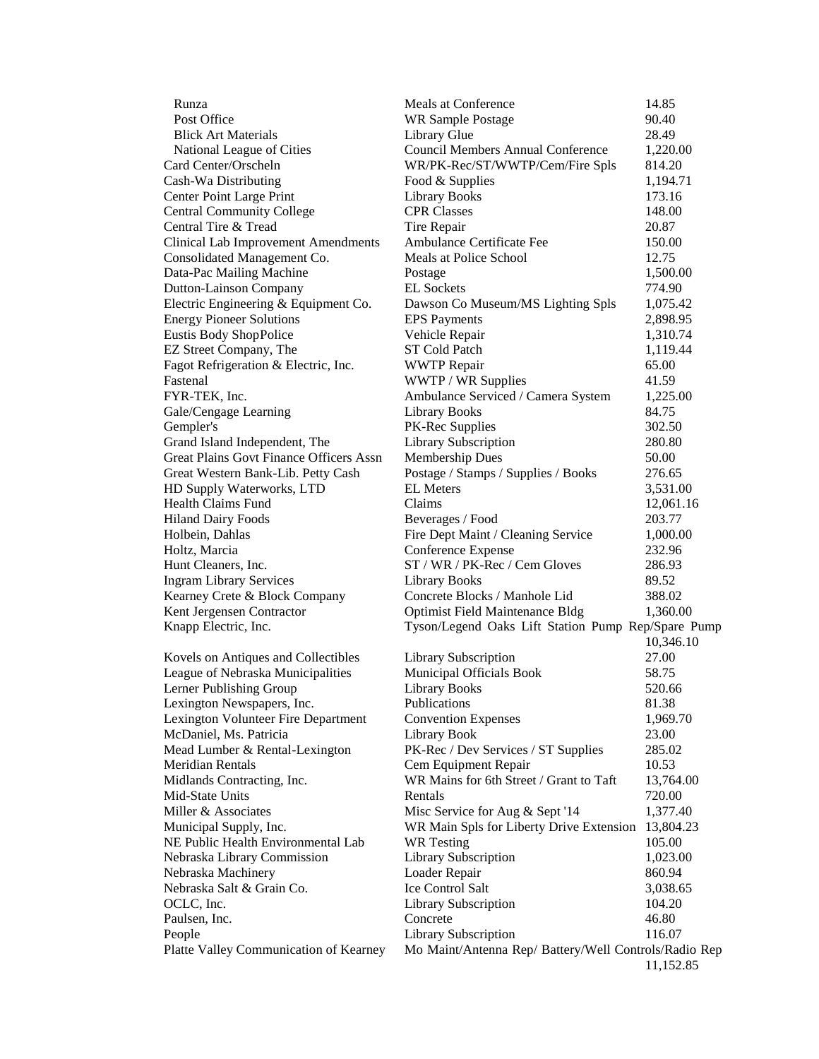| | | |
|---|---|---|
| Runza | Meals at Conference | 14.85 |
| Post Office | WR Sample Postage | 90.40 |
| Blick Art Materials | Library Glue | 28.49 |
| National League of Cities | Council Members Annual Conference | 1,220.00 |
| Card Center/Orscheln | WR/PK-Rec/ST/WWTP/Cem/Fire Spls | 814.20 |
| Cash-Wa Distributing | Food & Supplies | 1,194.71 |
| Center Point Large Print | Library Books | 173.16 |
| Central Community College | CPR Classes | 148.00 |
| Central Tire & Tread | Tire Repair | 20.87 |
| Clinical Lab Improvement Amendments | Ambulance Certificate Fee | 150.00 |
| Consolidated Management Co. | Meals at Police School | 12.75 |
| Data-Pac Mailing Machine | Postage | 1,500.00 |
| Dutton-Lainson Company | EL Sockets | 774.90 |
| Electric Engineering & Equipment Co. | Dawson Co Museum/MS Lighting Spls | 1,075.42 |
| Energy Pioneer Solutions | EPS Payments | 2,898.95 |
| Eustis Body ShopPolice | Vehicle Repair | 1,310.74 |
| EZ Street Company, The | ST Cold Patch | 1,119.44 |
| Fagot Refrigeration & Electric, Inc. | WWTP Repair | 65.00 |
| Fastenal | WWTP / WR Supplies | 41.59 |
| FYR-TEK, Inc. | Ambulance Serviced / Camera System | 1,225.00 |
| Gale/Cengage Learning | Library Books | 84.75 |
| Gempler's | PK-Rec Supplies | 302.50 |
| Grand Island Independent, The | Library Subscription | 280.80 |
| Great Plains Govt Finance Officers Assn | Membership Dues | 50.00 |
| Great Western Bank-Lib. Petty Cash | Postage / Stamps / Supplies / Books | 276.65 |
| HD Supply Waterworks, LTD | EL Meters | 3,531.00 |
| Health Claims Fund | Claims | 12,061.16 |
| Hiland Dairy Foods | Beverages / Food | 203.77 |
| Holbein, Dahlas | Fire Dept Maint / Cleaning Service | 1,000.00 |
| Holtz, Marcia | Conference Expense | 232.96 |
| Hunt Cleaners, Inc. | ST / WR / PK-Rec / Cem Gloves | 286.93 |
| Ingram Library Services | Library Books | 89.52 |
| Kearney Crete & Block Company | Concrete Blocks / Manhole Lid | 388.02 |
| Kent Jergensen Contractor | Optimist Field Maintenance Bldg | 1,360.00 |
| Knapp Electric, Inc. | Tyson/Legend Oaks Lift Station Pump Rep/Spare Pump | 10,346.10 |
| Kovels on Antiques and Collectibles | Library Subscription | 27.00 |
| League of Nebraska Municipalities | Municipal Officials Book | 58.75 |
| Lerner Publishing Group | Library Books | 520.66 |
| Lexington Newspapers, Inc. | Publications | 81.38 |
| Lexington Volunteer Fire Department | Convention Expenses | 1,969.70 |
| McDaniel, Ms. Patricia | Library Book | 23.00 |
| Mead Lumber & Rental-Lexington | PK-Rec / Dev Services / ST Supplies | 285.02 |
| Meridian Rentals | Cem Equipment Repair | 10.53 |
| Midlands Contracting, Inc. | WR Mains for 6th Street / Grant to Taft | 13,764.00 |
| Mid-State Units | Rentals | 720.00 |
| Miller & Associates | Misc Service for Aug & Sept '14 | 1,377.40 |
| Municipal Supply, Inc. | WR Main Spls for Liberty Drive Extension | 13,804.23 |
| NE Public Health Environmental Lab | WR Testing | 105.00 |
| Nebraska Library Commission | Library Subscription | 1,023.00 |
| Nebraska Machinery | Loader Repair | 860.94 |
| Nebraska Salt & Grain Co. | Ice Control Salt | 3,038.65 |
| OCLC, Inc. | Library Subscription | 104.20 |
| Paulsen, Inc. | Concrete | 46.80 |
| People | Library Subscription | 116.07 |
| Platte Valley Communication of Kearney | Mo Maint/Antenna Rep/ Battery/Well Controls/Radio Rep | 11,152.85 |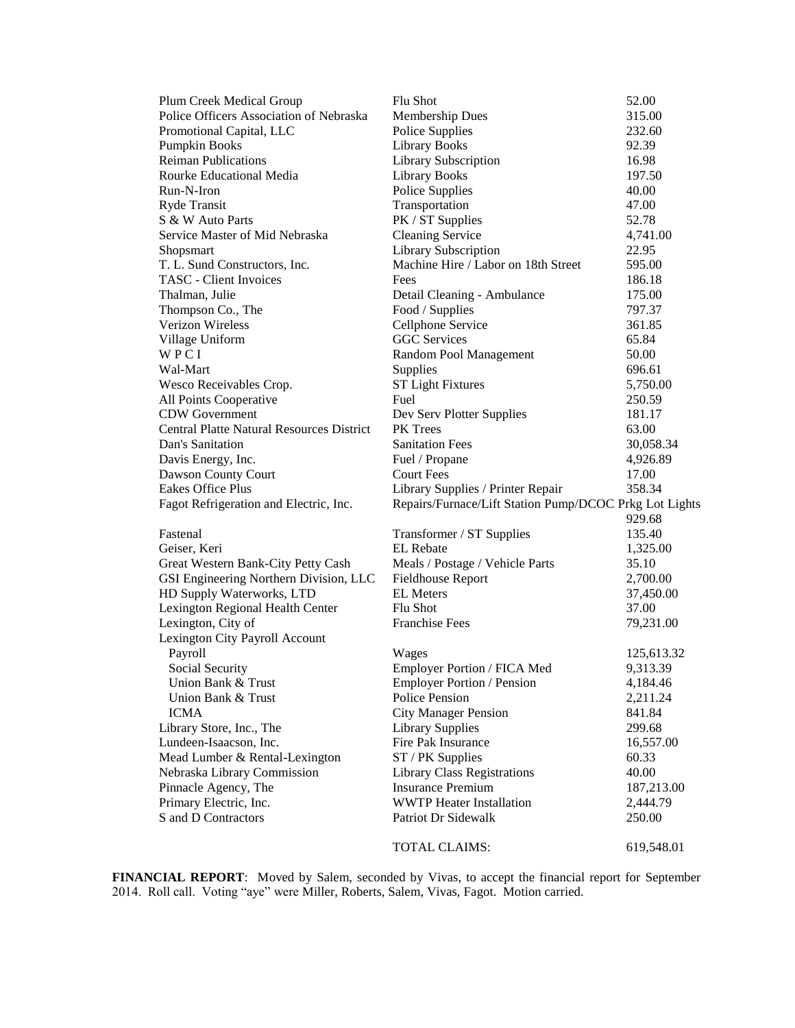| | | |
|---|---|---|
| Plum Creek Medical Group | Flu Shot | 52.00 |
| Police Officers Association of Nebraska | Membership Dues | 315.00 |
| Promotional Capital, LLC | Police Supplies | 232.60 |
| Pumpkin Books | Library Books | 92.39 |
| Reiman Publications | Library Subscription | 16.98 |
| Rourke Educational Media | Library Books | 197.50 |
| Run-N-Iron | Police Supplies | 40.00 |
| Ryde Transit | Transportation | 47.00 |
| S & W Auto Parts | PK / ST Supplies | 52.78 |
| Service Master of Mid Nebraska | Cleaning Service | 4,741.00 |
| Shopsmart | Library Subscription | 22.95 |
| T. L. Sund Constructors, Inc. | Machine Hire / Labor on 18th Street | 595.00 |
| TASC - Client Invoices | Fees | 186.18 |
| Thalman, Julie | Detail Cleaning - Ambulance | 175.00 |
| Thompson Co., The | Food / Supplies | 797.37 |
| Verizon Wireless | Cellphone Service | 361.85 |
| Village Uniform | GGC Services | 65.84 |
| W P C I | Random Pool Management | 50.00 |
| Wal-Mart | Supplies | 696.61 |
| Wesco Receivables Crop. | ST Light Fixtures | 5,750.00 |
| All Points Cooperative | Fuel | 250.59 |
| CDW Government | Dev Serv Plotter Supplies | 181.17 |
| Central Platte Natural Resources District | PK Trees | 63.00 |
| Dan's Sanitation | Sanitation Fees | 30,058.34 |
| Davis Energy, Inc. | Fuel / Propane | 4,926.89 |
| Dawson County Court | Court Fees | 17.00 |
| Eakes Office Plus | Library Supplies / Printer Repair | 358.34 |
| Fagot Refrigeration and Electric, Inc. | Repairs/Furnace/Lift Station Pump/DCOC Prkg Lot Lights | 929.68 |
| Fastenal | Transformer / ST Supplies | 135.40 |
| Geiser, Keri | EL Rebate | 1,325.00 |
| Great Western Bank-City Petty Cash | Meals / Postage / Vehicle Parts | 35.10 |
| GSI Engineering Northern Division, LLC | Fieldhouse Report | 2,700.00 |
| HD Supply Waterworks, LTD | EL Meters | 37,450.00 |
| Lexington Regional Health Center | Flu Shot | 37.00 |
| Lexington, City of | Franchise Fees | 79,231.00 |
| Lexington City Payroll Account | | |
| Payroll | Wages | 125,613.32 |
| Social Security | Employer Portion / FICA Med | 9,313.39 |
| Union Bank & Trust | Employer Portion / Pension | 4,184.46 |
| Union Bank & Trust | Police Pension | 2,211.24 |
| ICMA | City Manager Pension | 841.84 |
| Library Store, Inc., The | Library Supplies | 299.68 |
| Lundeen-Isaacson, Inc. | Fire Pak Insurance | 16,557.00 |
| Mead Lumber & Rental-Lexington | ST / PK Supplies | 60.33 |
| Nebraska Library Commission | Library Class Registrations | 40.00 |
| Pinnacle Agency, The | Insurance Premium | 187,213.00 |
| Primary Electric, Inc. | WWTP Heater Installation | 2,444.79 |
| S and D Contractors | Patriot Dr Sidewalk | 250.00 |
| | TOTAL CLAIMS: | 619,548.01 |

**FINANCIAL REPORT**: Moved by Salem, seconded by Vivas, to accept the financial report for September 2014. Roll call. Voting "aye" were Miller, Roberts, Salem, Vivas, Fagot. Motion carried.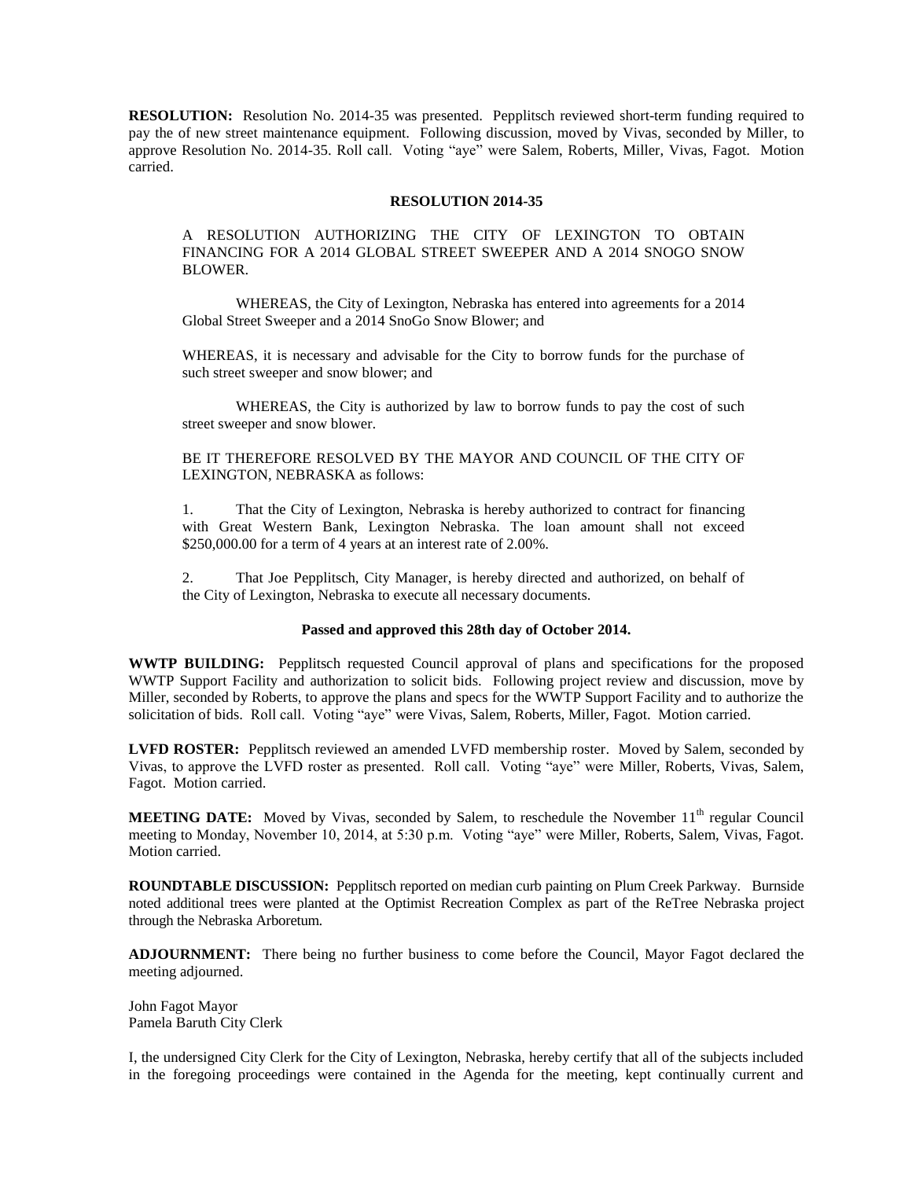**RESOLUTION:** Resolution No. 2014-35 was presented. Pepplitsch reviewed short-term funding required to pay the of new street maintenance equipment. Following discussion, moved by Vivas, seconded by Miller, to approve Resolution No. 2014-35. Roll call. Voting "aye" were Salem, Roberts, Miller, Vivas, Fagot. Motion carried.

**RESOLUTION 2014-35**

A RESOLUTION AUTHORIZING THE CITY OF LEXINGTON TO OBTAIN FINANCING FOR A 2014 GLOBAL STREET SWEEPER AND A 2014 SNOGO SNOW BLOWER.

WHEREAS, the City of Lexington, Nebraska has entered into agreements for a 2014 Global Street Sweeper and a 2014 SnoGo Snow Blower; and

WHEREAS, it is necessary and advisable for the City to borrow funds for the purchase of such street sweeper and snow blower; and

WHEREAS, the City is authorized by law to borrow funds to pay the cost of such street sweeper and snow blower.

BE IT THEREFORE RESOLVED BY THE MAYOR AND COUNCIL OF THE CITY OF LEXINGTON, NEBRASKA as follows:

1. That the City of Lexington, Nebraska is hereby authorized to contract for financing with Great Western Bank, Lexington Nebraska. The loan amount shall not exceed $250,000.00 for a term of 4 years at an interest rate of 2.00%.

2. That Joe Pepplitsch, City Manager, is hereby directed and authorized, on behalf of the City of Lexington, Nebraska to execute all necessary documents.

**Passed and approved this 28th day of October 2014.**

**WWTP BUILDING:** Pepplitsch requested Council approval of plans and specifications for the proposed WWTP Support Facility and authorization to solicit bids. Following project review and discussion, move by Miller, seconded by Roberts, to approve the plans and specs for the WWTP Support Facility and to authorize the solicitation of bids. Roll call. Voting "aye" were Vivas, Salem, Roberts, Miller, Fagot. Motion carried.

**LVFD ROSTER:** Pepplitsch reviewed an amended LVFD membership roster. Moved by Salem, seconded by Vivas, to approve the LVFD roster as presented. Roll call. Voting "aye" were Miller, Roberts, Vivas, Salem, Fagot. Motion carried.

**MEETING DATE:** Moved by Vivas, seconded by Salem, to reschedule the November 11th regular Council meeting to Monday, November 10, 2014, at 5:30 p.m. Voting "aye" were Miller, Roberts, Salem, Vivas, Fagot. Motion carried.

**ROUNDTABLE DISCUSSION:** Pepplitsch reported on median curb painting on Plum Creek Parkway. Burnside noted additional trees were planted at the Optimist Recreation Complex as part of the ReTree Nebraska project through the Nebraska Arboretum.

**ADJOURNMENT:** There being no further business to come before the Council, Mayor Fagot declared the meeting adjourned.

John Fagot Mayor
Pamela Baruth City Clerk

I, the undersigned City Clerk for the City of Lexington, Nebraska, hereby certify that all of the subjects included in the foregoing proceedings were contained in the Agenda for the meeting, kept continually current and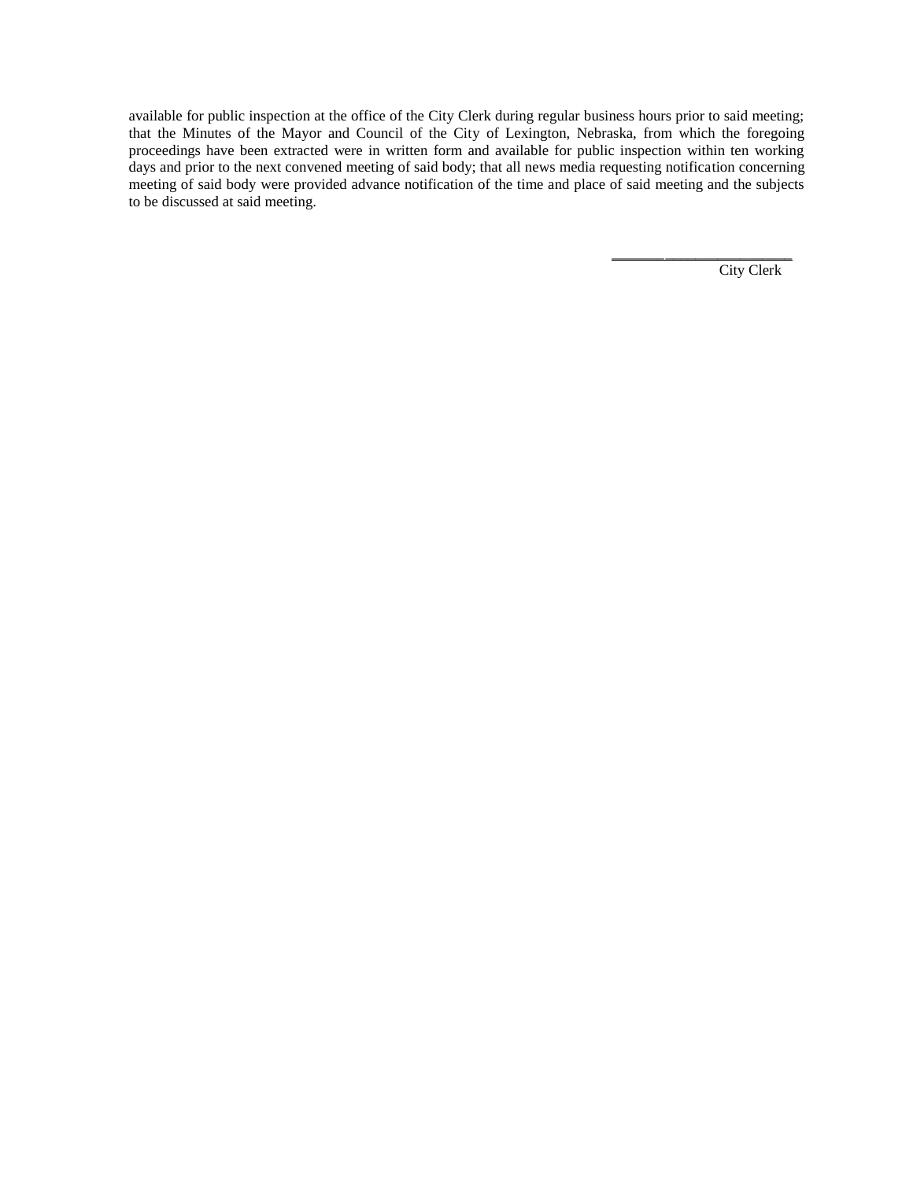available for public inspection at the office of the City Clerk during regular business hours prior to said meeting; that the Minutes of the Mayor and Council of the City of Lexington, Nebraska, from which the foregoing proceedings have been extracted were in written form and available for public inspection within ten working days and prior to the next convened meeting of said body; that all news media requesting notification concerning meeting of said body were provided advance notification of the time and place of said meeting and the subjects to be discussed at said meeting.

\_\_\_\_\_\_\_\_\_\_\_\_\_\_\_\_\_\_\_\_\_\_\_\_

City Clerk